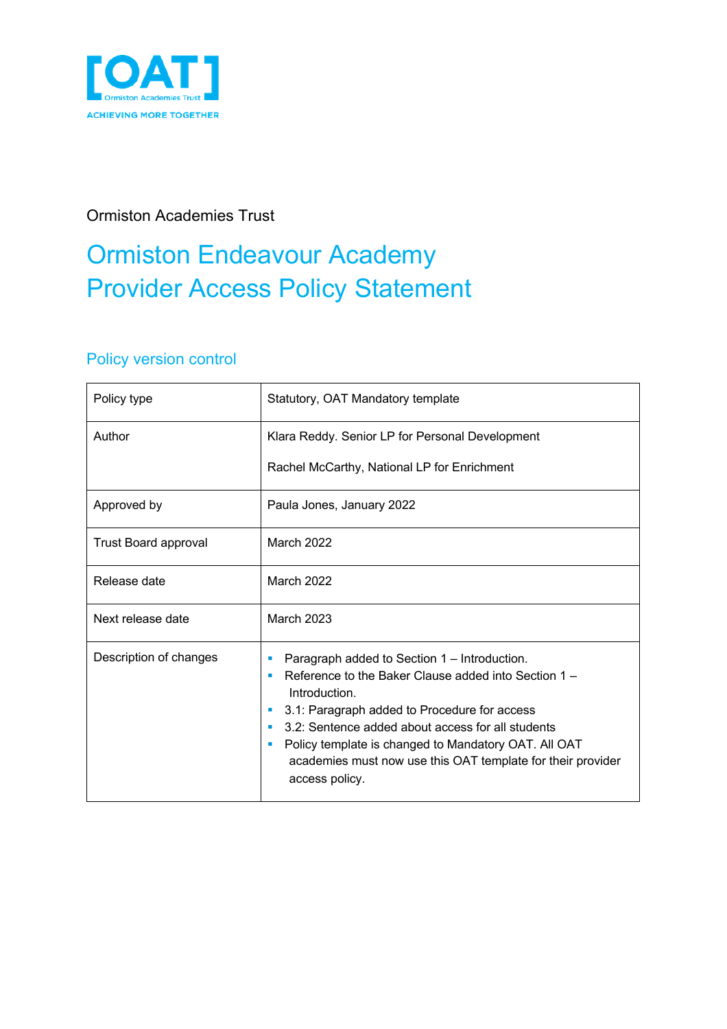Ormiston Academies Trust

# Ormiston Endeavour Academy Provider Access Policy Statement

## Policy version control

| Policy type | Statutory, OAT Mandatory template |
|---|---|
| Author | Klara Reddy. Senior LP for Personal Development<br><br>Rachel McCarthy, National LP for Enrichment |
| Approved by | Paula Jones, January 2022 |
| Trust Board approval | March 2022 |
| Release date | March 2022 |
| Next release date | March 2023 |
| Description of changes | ▪ Paragraph added to Section 1 – Introduction.<br>▪ Reference to the Baker Clause added into Section 1 – Introduction.<br>▪ 3.1: Paragraph added to Procedure for access<br>▪ 3.2: Sentence added about access for all students<br>▪ Policy template is changed to Mandatory OAT. All OAT academies must now use this OAT template for their provider access policy. |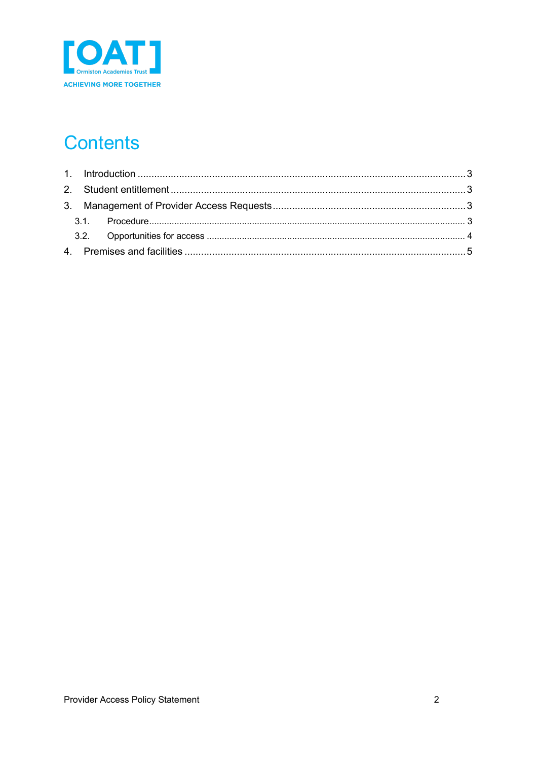# Contents

1. Introduction ...................................................................................................................... 3
2. Student entitlement .......................................................................................................... 3
3. Management of Provider Access Requests ..................................................................... 3
   - 3.1. Procedure ................................................................................................................. 3
   - 3.2. Opportunities for access ........................................................................................... 4
4. Premises and facilities ..................................................................................................... 5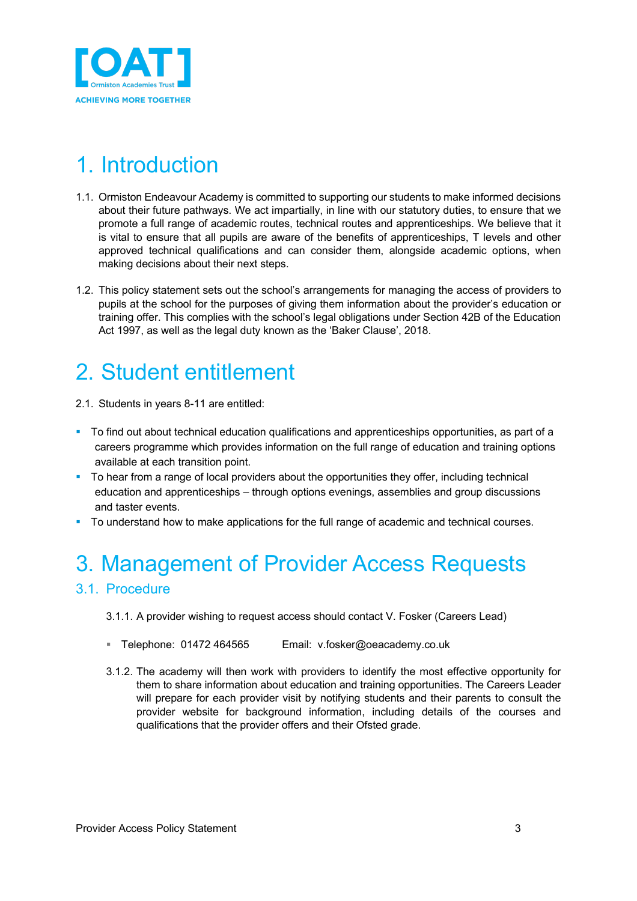# 1. Introduction

1.1. Ormiston Endeavour Academy is committed to supporting our students to make informed decisions about their future pathways. We act impartially, in line with our statutory duties, to ensure that we promote a full range of academic routes, technical routes and apprenticeships. We believe that it is vital to ensure that all pupils are aware of the benefits of apprenticeships, T levels and other approved technical qualifications and can consider them, alongside academic options, when making decisions about their next steps.

1.2. This policy statement sets out the school's arrangements for managing the access of providers to pupils at the school for the purposes of giving them information about the provider's education or training offer. This complies with the school's legal obligations under Section 42B of the Education Act 1997, as well as the legal duty known as the 'Baker Clause', 2018.

# 2. Student entitlement

2.1. Students in years 8-11 are entitled:

- To find out about technical education qualifications and apprenticeships opportunities, as part of a careers programme which provides information on the full range of education and training options available at each transition point.
- To hear from a range of local providers about the opportunities they offer, including technical education and apprenticeships – through options evenings, assemblies and group discussions and taster events.
- To understand how to make applications for the full range of academic and technical courses.

# 3. Management of Provider Access Requests

## 3.1. Procedure

3.1.1. A provider wishing to request access should contact V. Fosker (Careers Lead)

- Telephone: 01472 464565 Email: v.fosker@oeacademy.co.uk

3.1.2. The academy will then work with providers to identify the most effective opportunity for them to share information about education and training opportunities. The Careers Leader will prepare for each provider visit by notifying students and their parents to consult the provider website for background information, including details of the courses and qualifications that the provider offers and their Ofsted grade.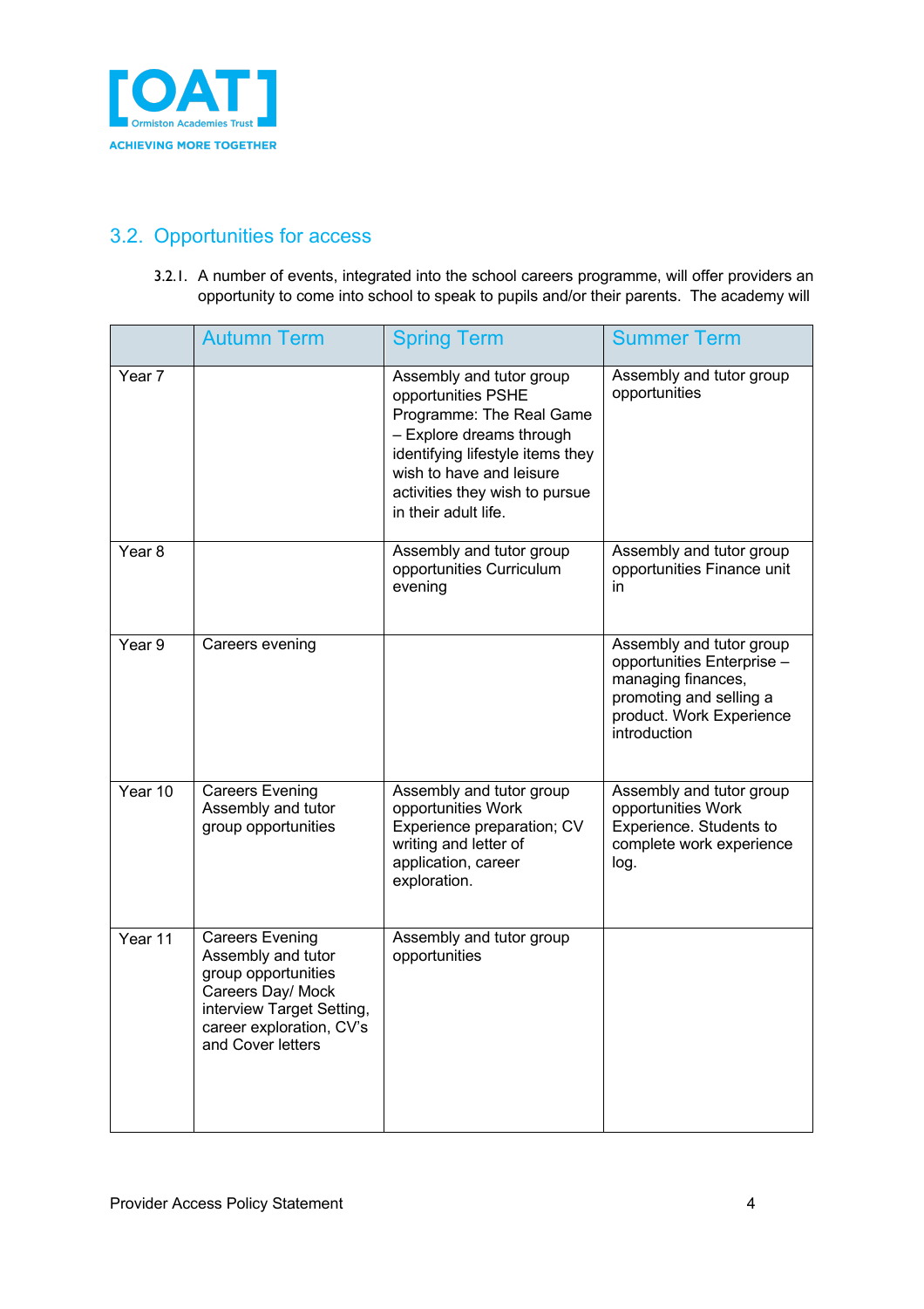## 3.2. Opportunities for access

3.2.1. A number of events, integrated into the school careers programme, will offer providers an opportunity to come into school to speak to pupils and/or their parents. The academy will

| | Autumn Term | Spring Term | Summer Term |
|---|---|---|---|
| Year 7 | | Assembly and tutor group opportunities PSHE Programme: The Real Game – Explore dreams through identifying lifestyle items they wish to have and leisure activities they wish to pursue in their adult life. | Assembly and tutor group opportunities |
| Year 8 | | Assembly and tutor group opportunities Curriculum evening | Assembly and tutor group opportunities Finance unit in |
| Year 9 | Careers evening | | Assembly and tutor group opportunities Enterprise – managing finances, promoting and selling a product. Work Experience introduction |
| Year 10 | Careers Evening Assembly and tutor group opportunities | Assembly and tutor group opportunities Work Experience preparation; CV writing and letter of application, career exploration. | Assembly and tutor group opportunities Work Experience. Students to complete work experience log. |
| Year 11 | Careers Evening Assembly and tutor group opportunities Careers Day/ Mock interview Target Setting, career exploration, CV's and Cover letters | Assembly and tutor group opportunities | |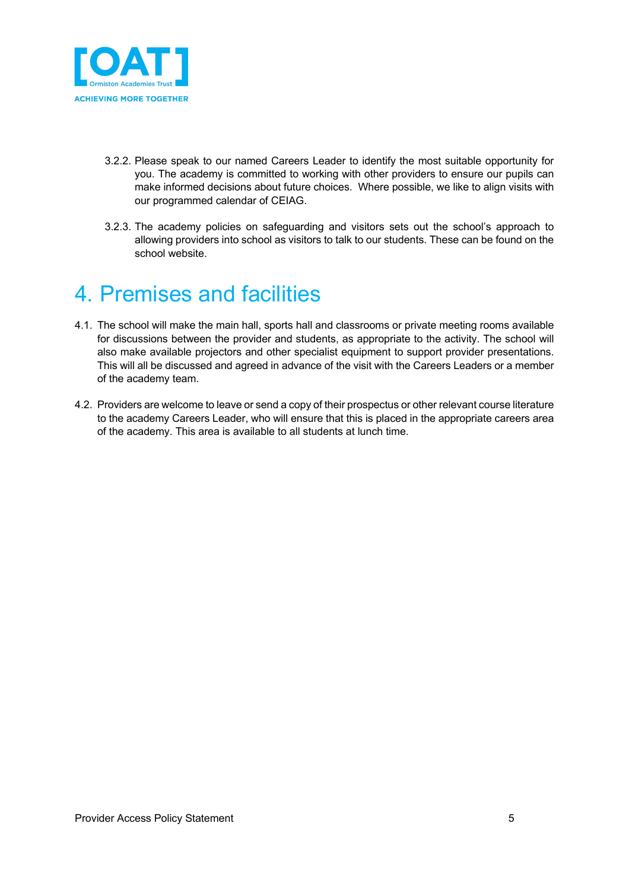3.2.2. Please speak to our named Careers Leader to identify the most suitable opportunity for you. The academy is committed to working with other providers to ensure our pupils can make informed decisions about future choices. Where possible, we like to align visits with our programmed calendar of CEIAG.

3.2.3. The academy policies on safeguarding and visitors sets out the school's approach to allowing providers into school as visitors to talk to our students. These can be found on the school website.

# 4. Premises and facilities

4.1. The school will make the main hall, sports hall and classrooms or private meeting rooms available for discussions between the provider and students, as appropriate to the activity. The school will also make available projectors and other specialist equipment to support provider presentations. This will all be discussed and agreed in advance of the visit with the Careers Leaders or a member of the academy team.

4.2. Providers are welcome to leave or send a copy of their prospectus or other relevant course literature to the academy Careers Leader, who will ensure that this is placed in the appropriate careers area of the academy. This area is available to all students at lunch time.